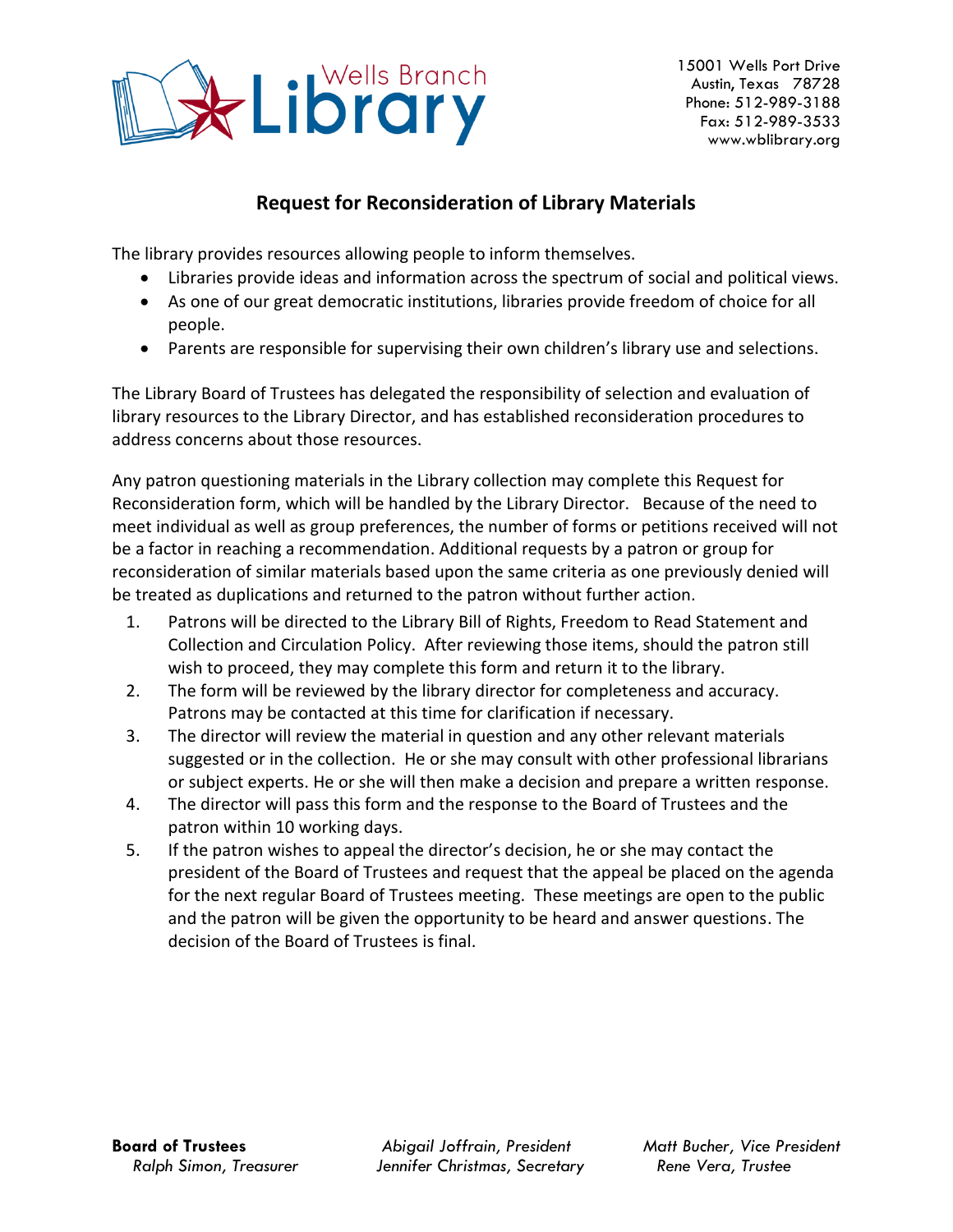Wells Branch Library

15001 Wells Port Drive
Austin, Texas 78728
Phone: 512-989-3188
Fax: 512-989-3533
www.wblibrary.org

## Request for Reconsideration of Library Materials

The library provides resources allowing people to inform themselves.

- Libraries provide ideas and information across the spectrum of social and political views.
- As one of our great democratic institutions, libraries provide freedom of choice for all people.
- Parents are responsible for supervising their own children's library use and selections.

The Library Board of Trustees has delegated the responsibility of selection and evaluation of library resources to the Library Director, and has established reconsideration procedures to address concerns about those resources.

Any patron questioning materials in the Library collection may complete this Request for Reconsideration form, which will be handled by the Library Director. Because of the need to meet individual as well as group preferences, the number of forms or petitions received will not be a factor in reaching a recommendation. Additional requests by a patron or group for reconsideration of similar materials based upon the same criteria as one previously denied will be treated as duplications and returned to the patron without further action.

1. Patrons will be directed to the Library Bill of Rights, Freedom to Read Statement and Collection and Circulation Policy. After reviewing those items, should the patron still wish to proceed, they may complete this form and return it to the library.
2. The form will be reviewed by the library director for completeness and accuracy. Patrons may be contacted at this time for clarification if necessary.
3. The director will review the material in question and any other relevant materials suggested or in the collection. He or she may consult with other professional librarians or subject experts. He or she will then make a decision and prepare a written response.
4. The director will pass this form and the response to the Board of Trustees and the patron within 10 working days.
5. If the patron wishes to appeal the director's decision, he or she may contact the president of the Board of Trustees and request that the appeal be placed on the agenda for the next regular Board of Trustees meeting. These meetings are open to the public and the patron will be given the opportunity to be heard and answer questions. The decision of the Board of Trustees is final.

**Board of Trustees** *Abigail Joffrain, President* *Matt Bucher, Vice President*
*Ralph Simon, Treasurer* *Jennifer Christmas, Secretary* *Rene Vera, Trustee*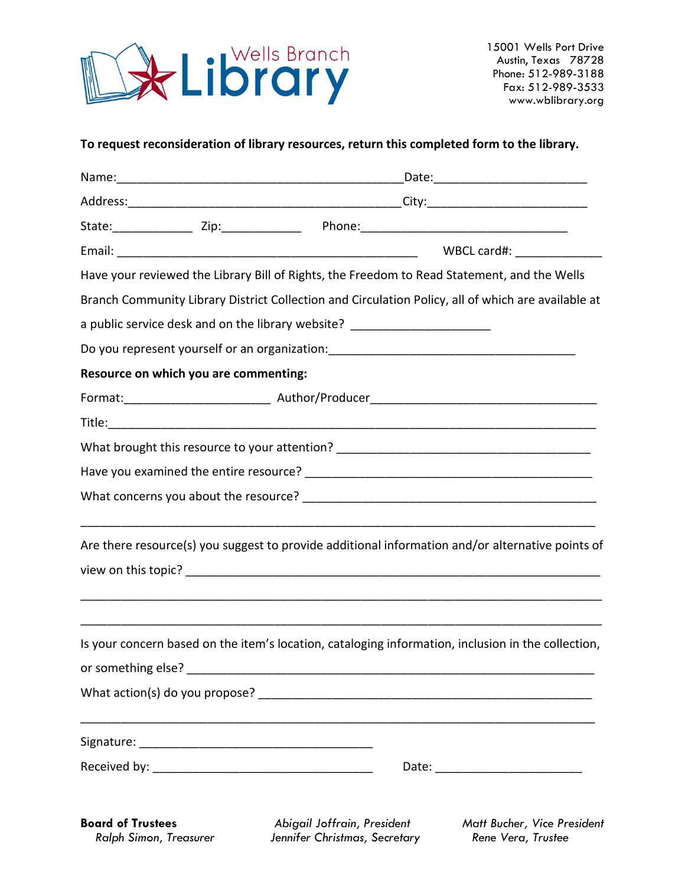Wells Branch Library

15001 Wells Port Drive
Austin, Texas 78728
Phone: 512-989-3188
Fax: 512-989-3533
www.wblibrary.org

**To request reconsideration of library resources, return this completed form to the library.**

Name:___________________________________________Date:_______________________

Address:__________________________________________City:________________________

State:____________ Zip:____________ Phone:________________________________

Email: ______________________________________________ WBCL card#: _____________

Have your reviewed the Library Bill of Rights, the Freedom to Read Statement, and the Wells Branch Community Library District Collection and Circulation Policy, all of which are available at a public service desk and on the library website? _____________________

Do you represent yourself or an organization:_____________________________________

**Resource on which you are commenting:**

Format:______________________ Author/Producer___________________________________

Title:________________________________________________________________________

What brought this resource to your attention? ______________________________________

Have you examined the entire resource? __________________________________________

What concerns you about the resource? __________________________________________

_____________________________________________________________________________

Are there resource(s) you suggest to provide additional information and/or alternative points of view on this topic? ____________________________________________________________

_____________________________________________________________________________

_____________________________________________________________________________

Is your concern based on the item's location, cataloging information, inclusion in the collection, or something else? __________________________________________________________

What action(s) do you propose? _________________________________________________

_____________________________________________________________________________

Signature: ___________________________________

Received by: _________________________________ Date: ______________________

**Board of Trustees**
*Abigail Joffrain, President*
*Matt Bucher, Vice President*
*Ralph Simon, Treasurer*
*Jennifer Christmas, Secretary*
*Rene Vera, Trustee*